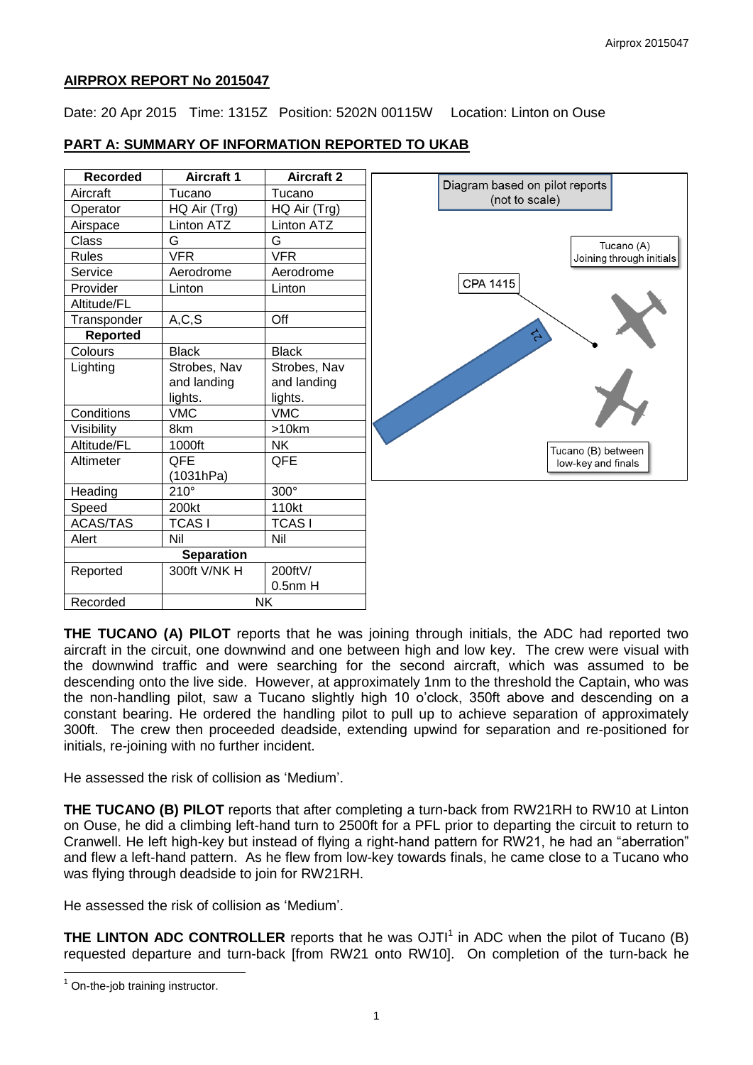**AIRPROX REPORT No 2015047**

Date: 20 Apr 2015 Time: 1315Z Position: 5202N 00115W Location: Linton on Ouse

**PART A: SUMMARY OF INFORMATION REPORTED TO UKAB**

| Recorded | Aircraft 1 | Aircraft 2 |
|---|---|---|
| Aircraft | Tucano | Tucano |
| Operator | HQ Air (Trg) | HQ Air (Trg) |
| Airspace | Linton ATZ | Linton ATZ |
| Class | G | G |
| Rules | VFR | VFR |
| Service | Aerodrome | Aerodrome |
| Provider | Linton | Linton |
| Altitude/FL | | |
| Transponder | A,C,S | Off |
| **Reported** | | |
| Colours | Black | Black |
| Lighting | Strobes, Nav and landing lights. | Strobes, Nav and landing lights. |
| Conditions | VMC | VMC |
| Visibility | 8km | >10km |
| Altitude/FL | 1000ft | NK |
| Altimeter | QFE (1031hPa) | QFE |
| Heading | 210° | 300° |
| Speed | 200kt | 110kt |
| ACAS/TAS | TCAS I | TCAS I |
| Alert | Nil | Nil |
| **Separation** | | |
| Reported | 300ft V/NK H | 200ftV/ 0.5nm H |
| Recorded | NK | |

Diagram based on pilot reports (not to scale)

Tucano (A) Joining through initials

CPA 1415

21

Tucano (B) between low-key and finals

**THE TUCANO (A) PILOT** reports that he was joining through initials, the ADC had reported two aircraft in the circuit, one downwind and one between high and low key. The crew were visual with the downwind traffic and were searching for the second aircraft, which was assumed to be descending onto the live side. However, at approximately 1nm to the threshold the Captain, who was the non-handling pilot, saw a Tucano slightly high 10 o'clock, 350ft above and descending on a constant bearing. He ordered the handling pilot to pull up to achieve separation of approximately 300ft. The crew then proceeded deadside, extending upwind for separation and re-positioned for initials, re-joining with no further incident.

He assessed the risk of collision as 'Medium'.

**THE TUCANO (B) PILOT** reports that after completing a turn-back from RW21RH to RW10 at Linton on Ouse, he did a climbing left-hand turn to 2500ft for a PFL prior to departing the circuit to return to Cranwell. He left high-key but instead of flying a right-hand pattern for RW21, he had an "aberration" and flew a left-hand pattern. As he flew from low-key towards finals, he came close to a Tucano who was flying through deadside to join for RW21RH.

He assessed the risk of collision as 'Medium'.

**THE LINTON ADC CONTROLLER** reports that he was OJTI[1] in ADC when the pilot of Tucano (B) requested departure and turn-back [from RW21 onto RW10]. On completion of the turn-back he

[1] On-the-job training instructor.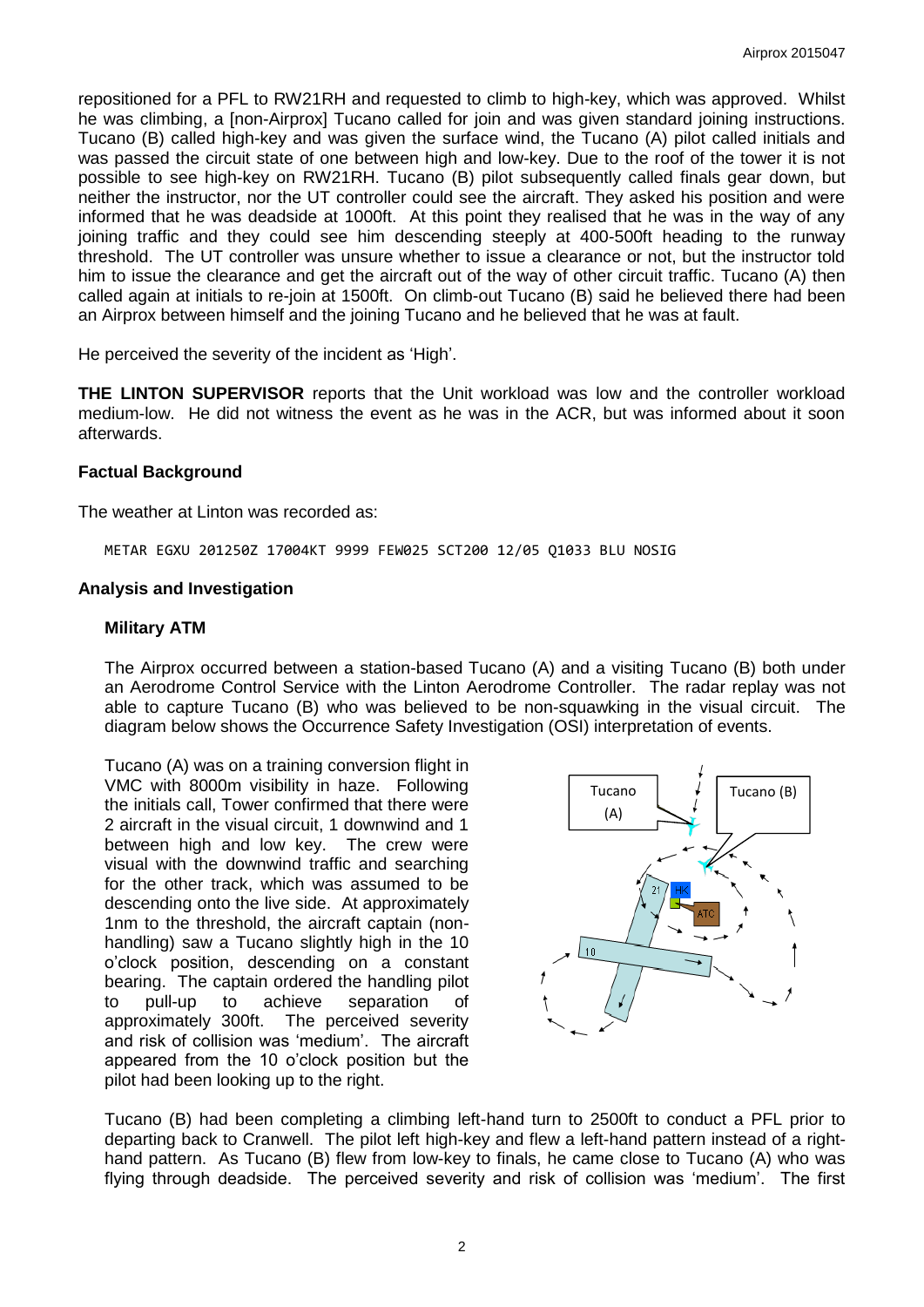repositioned for a PFL to RW21RH and requested to climb to high-key, which was approved. Whilst he was climbing, a [non-Airprox] Tucano called for join and was given standard joining instructions. Tucano (B) called high-key and was given the surface wind, the Tucano (A) pilot called initials and was passed the circuit state of one between high and low-key. Due to the roof of the tower it is not possible to see high-key on RW21RH. Tucano (B) pilot subsequently called finals gear down, but neither the instructor, nor the UT controller could see the aircraft. They asked his position and were informed that he was deadside at 1000ft. At this point they realised that he was in the way of any joining traffic and they could see him descending steeply at 400-500ft heading to the runway threshold. The UT controller was unsure whether to issue a clearance or not, but the instructor told him to issue the clearance and get the aircraft out of the way of other circuit traffic. Tucano (A) then called again at initials to re-join at 1500ft. On climb-out Tucano (B) said he believed there had been an Airprox between himself and the joining Tucano and he believed that he was at fault.

He perceived the severity of the incident as 'High'.

**THE LINTON SUPERVISOR** reports that the Unit workload was low and the controller workload medium-low. He did not witness the event as he was in the ACR, but was informed about it soon afterwards.

### Factual Background

The weather at Linton was recorded as:

```
METAR EGXU 201250Z 17004KT 9999 FEW025 SCT200 12/05 Q1033 BLU NOSIG
```

### Analysis and Investigation

#### Military ATM

The Airprox occurred between a station-based Tucano (A) and a visiting Tucano (B) both under an Aerodrome Control Service with the Linton Aerodrome Controller. The radar replay was not able to capture Tucano (B) who was believed to be non-squawking in the visual circuit. The diagram below shows the Occurrence Safety Investigation (OSI) interpretation of events.

Tucano (A) was on a training conversion flight in VMC with 8000m visibility in haze. Following the initials call, Tower confirmed that there were 2 aircraft in the visual circuit, 1 downwind and 1 between high and low key. The crew were visual with the downwind traffic and searching for the other track, which was assumed to be descending onto the live side. At approximately 1nm to the threshold, the aircraft captain (non-handling) saw a Tucano slightly high in the 10 o'clock position, descending on a constant bearing. The captain ordered the handling pilot to pull-up to achieve separation of approximately 300ft. The perceived severity and risk of collision was 'medium'. The aircraft appeared from the 10 o'clock position but the pilot had been looking up to the right.

Tucano (B) had been completing a climbing left-hand turn to 2500ft to conduct a PFL prior to departing back to Cranwell. The pilot left high-key and flew a left-hand pattern instead of a right-hand pattern. As Tucano (B) flew from low-key to finals, he came close to Tucano (A) who was flying through deadside. The perceived severity and risk of collision was 'medium'. The first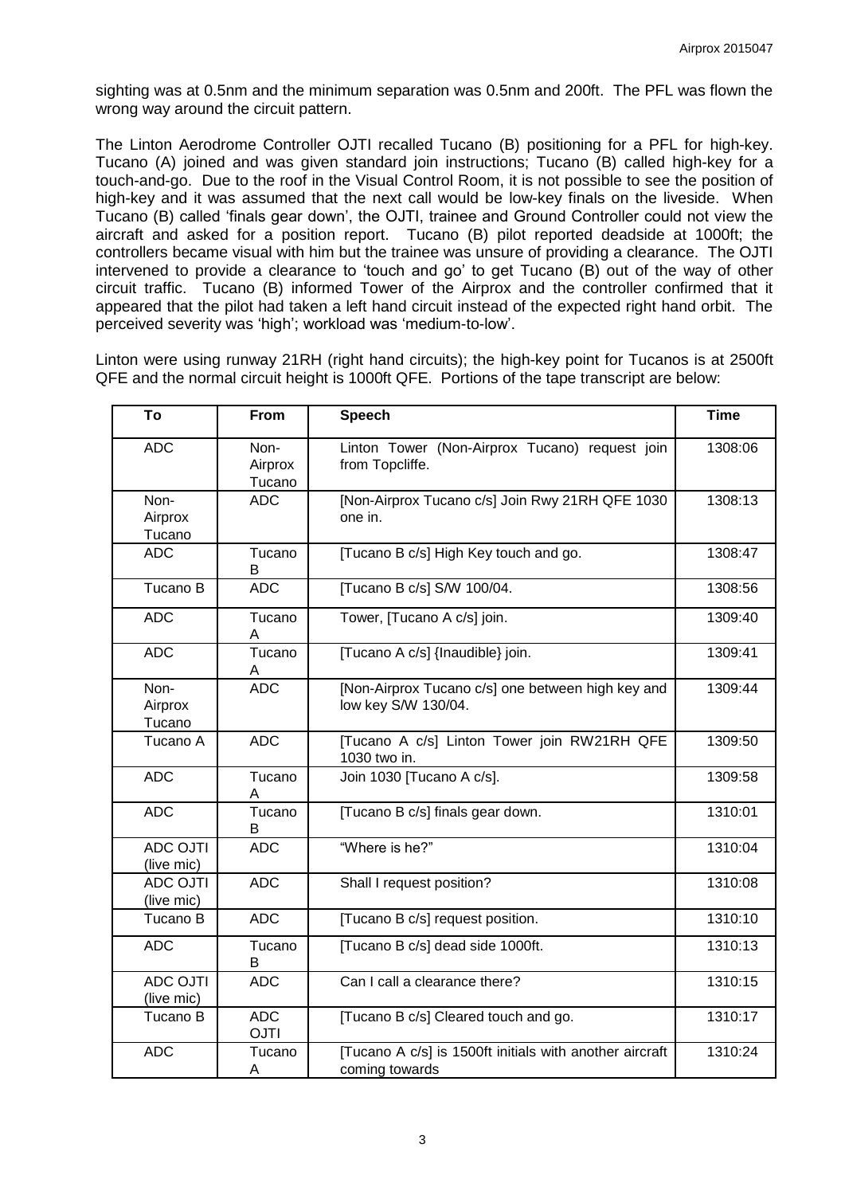sighting was at 0.5nm and the minimum separation was 0.5nm and 200ft. The PFL was flown the wrong way around the circuit pattern.

The Linton Aerodrome Controller OJTI recalled Tucano (B) positioning for a PFL for high-key. Tucano (A) joined and was given standard join instructions; Tucano (B) called high-key for a touch-and-go. Due to the roof in the Visual Control Room, it is not possible to see the position of high-key and it was assumed that the next call would be low-key finals on the liveside. When Tucano (B) called 'finals gear down', the OJTI, trainee and Ground Controller could not view the aircraft and asked for a position report. Tucano (B) pilot reported deadside at 1000ft; the controllers became visual with him but the trainee was unsure of providing a clearance. The OJTI intervened to provide a clearance to 'touch and go' to get Tucano (B) out of the way of other circuit traffic. Tucano (B) informed Tower of the Airprox and the controller confirmed that it appeared that the pilot had taken a left hand circuit instead of the expected right hand orbit. The perceived severity was 'high'; workload was 'medium-to-low'.

Linton were using runway 21RH (right hand circuits); the high-key point for Tucanos is at 2500ft QFE and the normal circuit height is 1000ft QFE. Portions of the tape transcript are below:

| To | From | Speech | Time |
|---|---|---|---|
| ADC | Non-Airprox Tucano | Linton Tower (Non-Airprox Tucano) request join from Topcliffe. | 1308:06 |
| Non-Airprox Tucano | ADC | [Non-Airprox Tucano c/s] Join Rwy 21RH QFE 1030 one in. | 1308:13 |
| ADC | Tucano B | [Tucano B c/s] High Key touch and go. | 1308:47 |
| Tucano B | ADC | [Tucano B c/s] S/W 100/04. | 1308:56 |
| ADC | Tucano A | Tower, [Tucano A c/s] join. | 1309:40 |
| ADC | Tucano A | [Tucano A c/s] {Inaudible} join. | 1309:41 |
| Non-Airprox Tucano | ADC | [Non-Airprox Tucano c/s] one between high key and low key S/W 130/04. | 1309:44 |
| Tucano A | ADC | [Tucano A c/s] Linton Tower join RW21RH QFE 1030 two in. | 1309:50 |
| ADC | Tucano A | Join 1030 [Tucano A c/s]. | 1309:58 |
| ADC | Tucano B | [Tucano B c/s] finals gear down. | 1310:01 |
| ADC OJTI (live mic) | ADC | "Where is he?" | 1310:04 |
| ADC OJTI (live mic) | ADC | Shall I request position? | 1310:08 |
| Tucano B | ADC | [Tucano B c/s] request position. | 1310:10 |
| ADC | Tucano B | [Tucano B c/s] dead side 1000ft. | 1310:13 |
| ADC OJTI (live mic) | ADC | Can I call a clearance there? | 1310:15 |
| Tucano B | ADC OJTI | [Tucano B c/s] Cleared touch and go. | 1310:17 |
| ADC | Tucano A | [Tucano A c/s] is 1500ft initials with another aircraft coming towards | 1310:24 |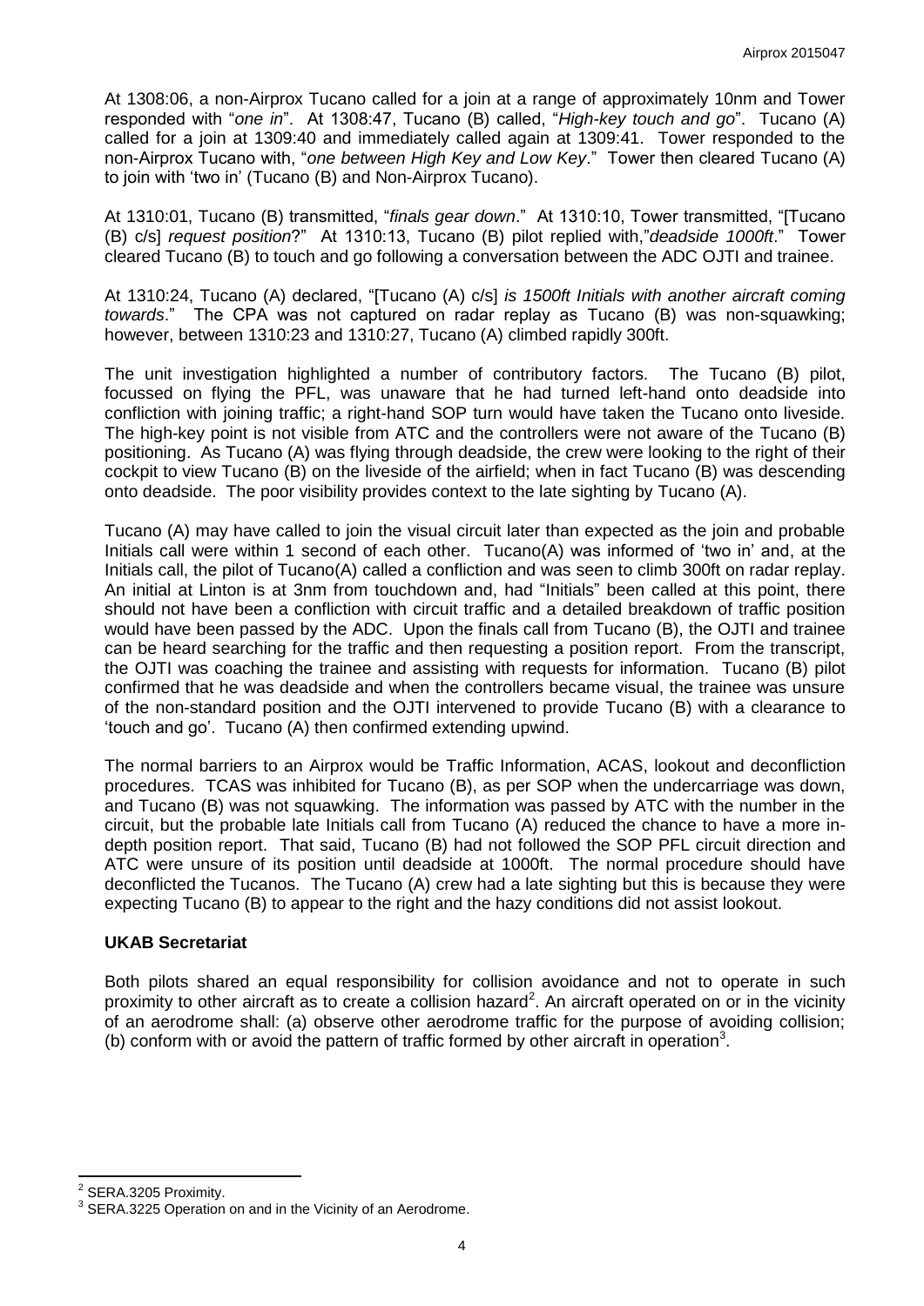At 1308:06, a non-Airprox Tucano called for a join at a range of approximately 10nm and Tower responded with "*one in*". At 1308:47, Tucano (B) called, "*High-key touch and go*". Tucano (A) called for a join at 1309:40 and immediately called again at 1309:41. Tower responded to the non-Airprox Tucano with, "*one between High Key and Low Key*." Tower then cleared Tucano (A) to join with 'two in' (Tucano (B) and Non-Airprox Tucano).

At 1310:01, Tucano (B) transmitted, "*finals gear down*." At 1310:10, Tower transmitted, "[Tucano (B) c/s] *request position*?" At 1310:13, Tucano (B) pilot replied with,"*deadside 1000ft*." Tower cleared Tucano (B) to touch and go following a conversation between the ADC OJTI and trainee.

At 1310:24, Tucano (A) declared, "[Tucano (A) c/s] *is 1500ft Initials with another aircraft coming towards*." The CPA was not captured on radar replay as Tucano (B) was non-squawking; however, between 1310:23 and 1310:27, Tucano (A) climbed rapidly 300ft.

The unit investigation highlighted a number of contributory factors. The Tucano (B) pilot, focussed on flying the PFL, was unaware that he had turned left-hand onto deadside into confliction with joining traffic; a right-hand SOP turn would have taken the Tucano onto liveside. The high-key point is not visible from ATC and the controllers were not aware of the Tucano (B) positioning. As Tucano (A) was flying through deadside, the crew were looking to the right of their cockpit to view Tucano (B) on the liveside of the airfield; when in fact Tucano (B) was descending onto deadside. The poor visibility provides context to the late sighting by Tucano (A).

Tucano (A) may have called to join the visual circuit later than expected as the join and probable Initials call were within 1 second of each other. Tucano(A) was informed of 'two in' and, at the Initials call, the pilot of Tucano(A) called a confliction and was seen to climb 300ft on radar replay. An initial at Linton is at 3nm from touchdown and, had "Initials" been called at this point, there should not have been a confliction with circuit traffic and a detailed breakdown of traffic position would have been passed by the ADC. Upon the finals call from Tucano (B), the OJTI and trainee can be heard searching for the traffic and then requesting a position report. From the transcript, the OJTI was coaching the trainee and assisting with requests for information. Tucano (B) pilot confirmed that he was deadside and when the controllers became visual, the trainee was unsure of the non-standard position and the OJTI intervened to provide Tucano (B) with a clearance to 'touch and go'. Tucano (A) then confirmed extending upwind.

The normal barriers to an Airprox would be Traffic Information, ACAS, lookout and deconfliction procedures. TCAS was inhibited for Tucano (B), as per SOP when the undercarriage was down, and Tucano (B) was not squawking. The information was passed by ATC with the number in the circuit, but the probable late Initials call from Tucano (A) reduced the chance to have a more in-depth position report. That said, Tucano (B) had not followed the SOP PFL circuit direction and ATC were unsure of its position until deadside at 1000ft. The normal procedure should have deconflicted the Tucanos. The Tucano (A) crew had a late sighting but this is because they were expecting Tucano (B) to appear to the right and the hazy conditions did not assist lookout.

## UKAB Secretariat

Both pilots shared an equal responsibility for collision avoidance and not to operate in such proximity to other aircraft as to create a collision hazard[2]. An aircraft operated on or in the vicinity of an aerodrome shall: (a) observe other aerodrome traffic for the purpose of avoiding collision; (b) conform with or avoid the pattern of traffic formed by other aircraft in operation[3].

---

[2] SERA.3205 Proximity.

[3] SERA.3225 Operation on and in the Vicinity of an Aerodrome.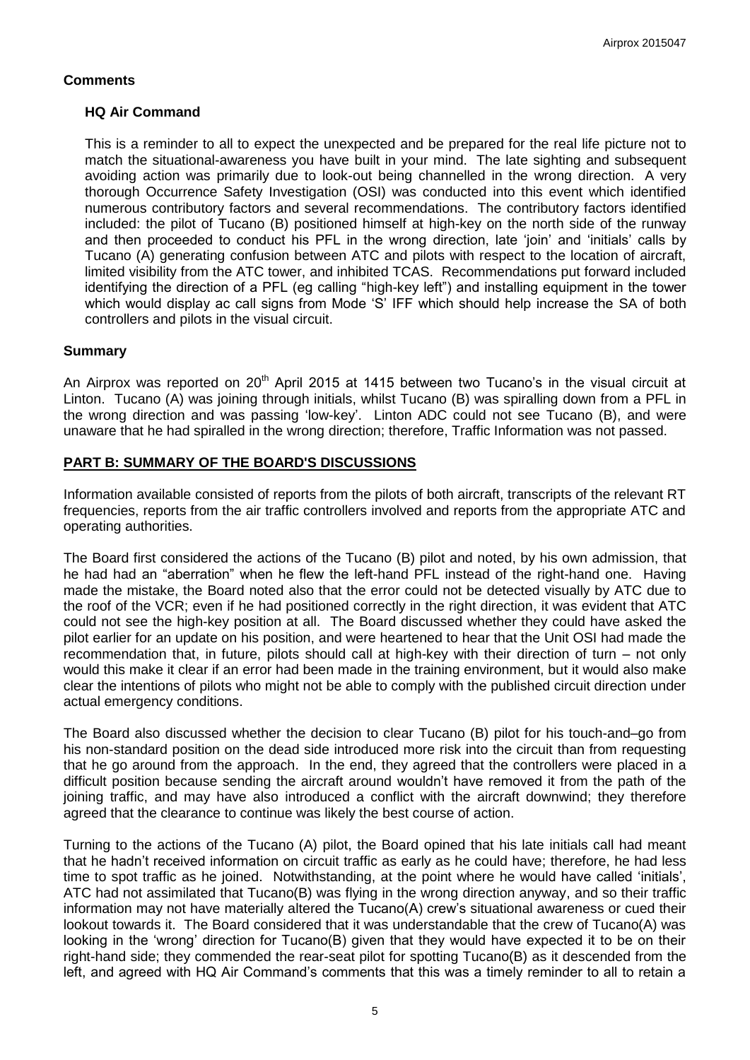## Comments

### HQ Air Command

This is a reminder to all to expect the unexpected and be prepared for the real life picture not to match the situational-awareness you have built in your mind. The late sighting and subsequent avoiding action was primarily due to look-out being channelled in the wrong direction. A very thorough Occurrence Safety Investigation (OSI) was conducted into this event which identified numerous contributory factors and several recommendations. The contributory factors identified included: the pilot of Tucano (B) positioned himself at high-key on the north side of the runway and then proceeded to conduct his PFL in the wrong direction, late 'join' and 'initials' calls by Tucano (A) generating confusion between ATC and pilots with respect to the location of aircraft, limited visibility from the ATC tower, and inhibited TCAS. Recommendations put forward included identifying the direction of a PFL (eg calling "high-key left") and installing equipment in the tower which would display ac call signs from Mode 'S' IFF which should help increase the SA of both controllers and pilots in the visual circuit.

## Summary

An Airprox was reported on 20th April 2015 at 1415 between two Tucano's in the visual circuit at Linton. Tucano (A) was joining through initials, whilst Tucano (B) was spiralling down from a PFL in the wrong direction and was passing 'low-key'. Linton ADC could not see Tucano (B), and were unaware that he had spiralled in the wrong direction; therefore, Traffic Information was not passed.

## PART B: SUMMARY OF THE BOARD'S DISCUSSIONS

Information available consisted of reports from the pilots of both aircraft, transcripts of the relevant RT frequencies, reports from the air traffic controllers involved and reports from the appropriate ATC and operating authorities.

The Board first considered the actions of the Tucano (B) pilot and noted, by his own admission, that he had had an "aberration" when he flew the left-hand PFL instead of the right-hand one. Having made the mistake, the Board noted also that the error could not be detected visually by ATC due to the roof of the VCR; even if he had positioned correctly in the right direction, it was evident that ATC could not see the high-key position at all. The Board discussed whether they could have asked the pilot earlier for an update on his position, and were heartened to hear that the Unit OSI had made the recommendation that, in future, pilots should call at high-key with their direction of turn – not only would this make it clear if an error had been made in the training environment, but it would also make clear the intentions of pilots who might not be able to comply with the published circuit direction under actual emergency conditions.

The Board also discussed whether the decision to clear Tucano (B) pilot for his touch-and–go from his non-standard position on the dead side introduced more risk into the circuit than from requesting that he go around from the approach. In the end, they agreed that the controllers were placed in a difficult position because sending the aircraft around wouldn't have removed it from the path of the joining traffic, and may have also introduced a conflict with the aircraft downwind; they therefore agreed that the clearance to continue was likely the best course of action.

Turning to the actions of the Tucano (A) pilot, the Board opined that his late initials call had meant that he hadn't received information on circuit traffic as early as he could have; therefore, he had less time to spot traffic as he joined. Notwithstanding, at the point where he would have called 'initials', ATC had not assimilated that Tucano(B) was flying in the wrong direction anyway, and so their traffic information may not have materially altered the Tucano(A) crew's situational awareness or cued their lookout towards it. The Board considered that it was understandable that the crew of Tucano(A) was looking in the 'wrong' direction for Tucano(B) given that they would have expected it to be on their right-hand side; they commended the rear-seat pilot for spotting Tucano(B) as it descended from the left, and agreed with HQ Air Command's comments that this was a timely reminder to all to retain a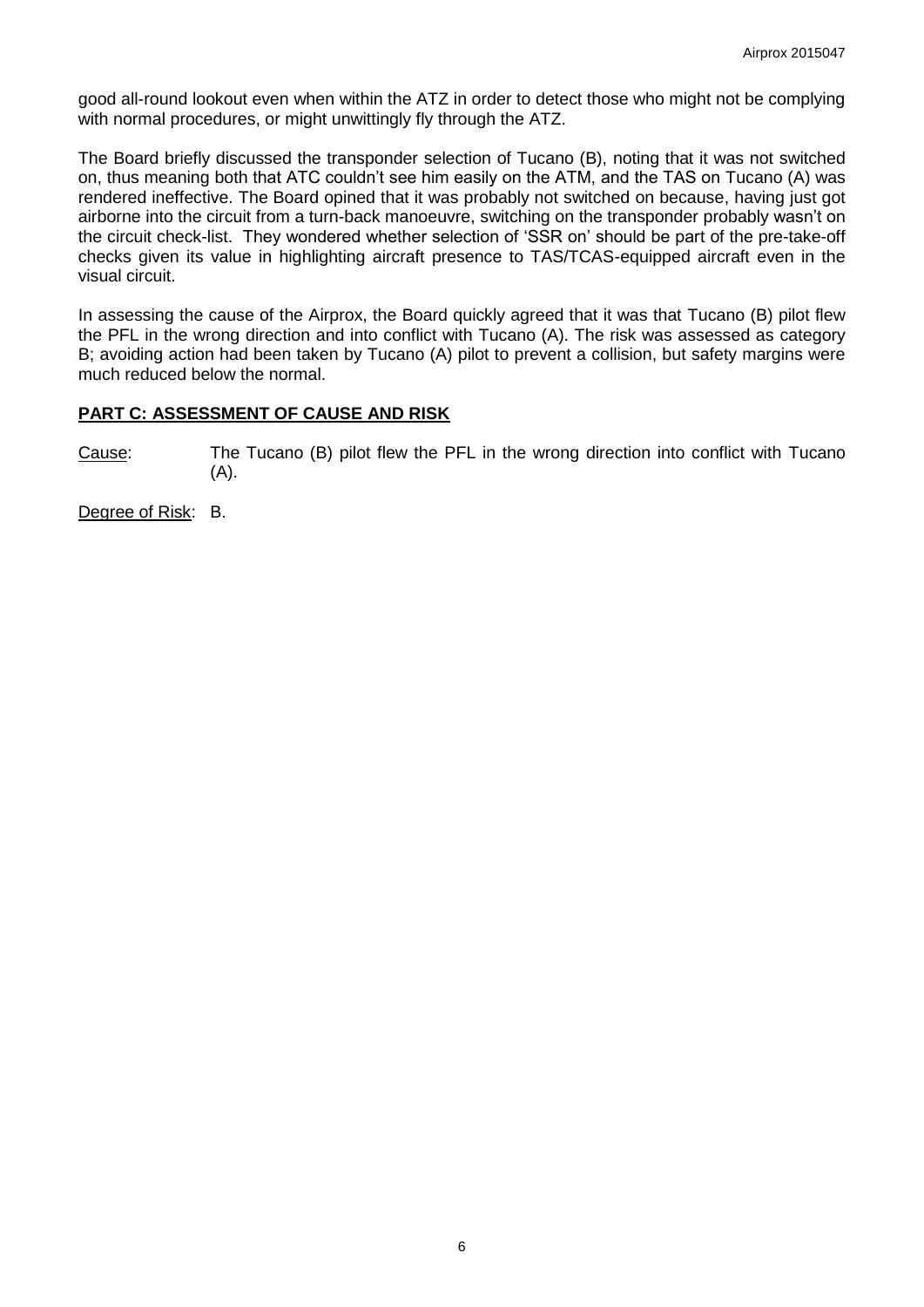good all-round lookout even when within the ATZ in order to detect those who might not be complying with normal procedures, or might unwittingly fly through the ATZ.

The Board briefly discussed the transponder selection of Tucano (B), noting that it was not switched on, thus meaning both that ATC couldn't see him easily on the ATM, and the TAS on Tucano (A) was rendered ineffective. The Board opined that it was probably not switched on because, having just got airborne into the circuit from a turn-back manoeuvre, switching on the transponder probably wasn't on the circuit check-list. They wondered whether selection of 'SSR on' should be part of the pre-take-off checks given its value in highlighting aircraft presence to TAS/TCAS-equipped aircraft even in the visual circuit.

In assessing the cause of the Airprox, the Board quickly agreed that it was that Tucano (B) pilot flew the PFL in the wrong direction and into conflict with Tucano (A). The risk was assessed as category B; avoiding action had been taken by Tucano (A) pilot to prevent a collision, but safety margins were much reduced below the normal.

## PART C: ASSESSMENT OF CAUSE AND RISK

Cause: The Tucano (B) pilot flew the PFL in the wrong direction into conflict with Tucano (A).

Degree of Risk: B.